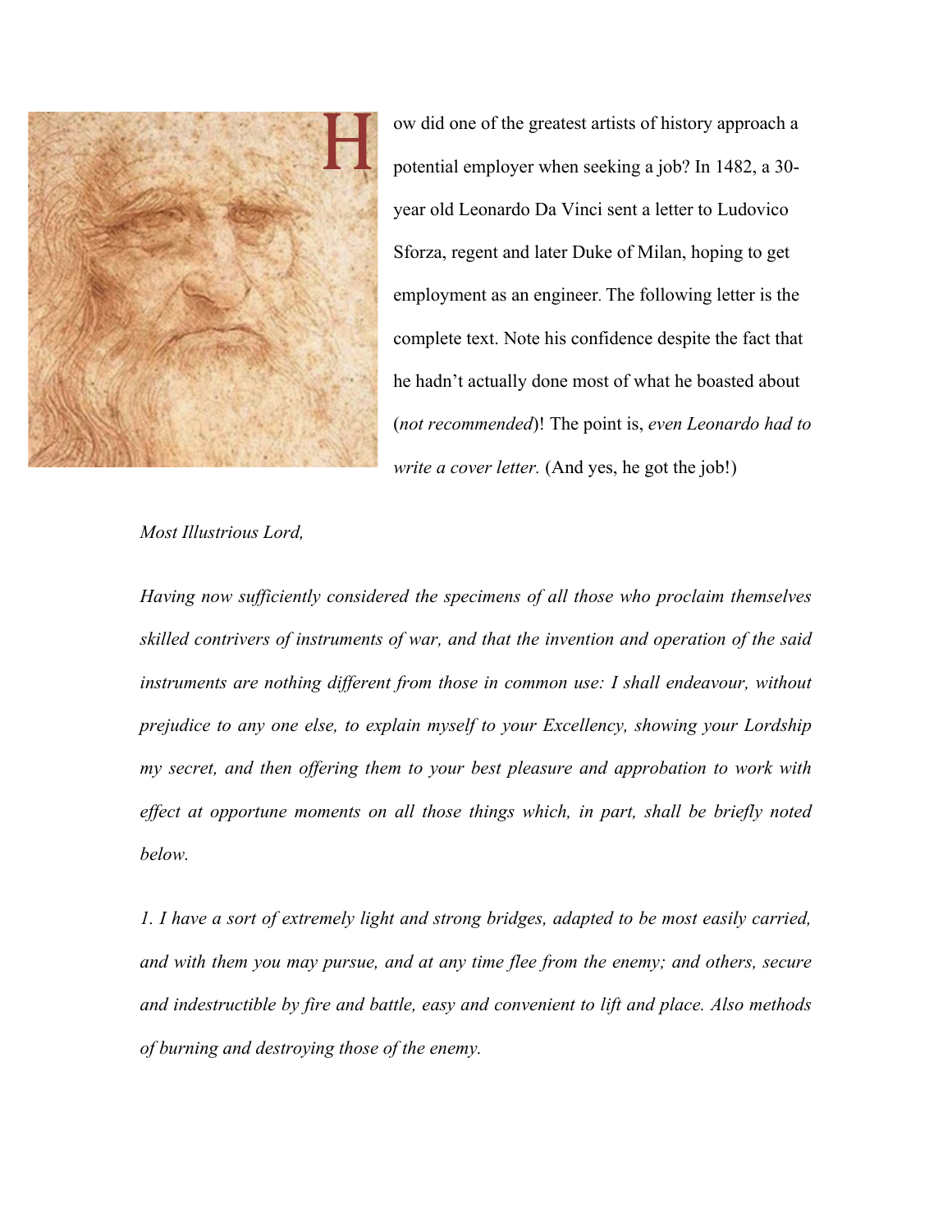How did one of the greatest artists of history approach a potential employer when seeking a job? In 1482, a 30-year old Leonardo Da Vinci sent a letter to Ludovico Sforza, regent and later Duke of Milan, hoping to get employment as an engineer. The following letter is the complete text. Note his confidence despite the fact that he hadn't actually done most of what he boasted about (*not recommended*)! The point is, *even Leonardo had to write a cover letter.* (And yes, he got the job!)

*Most Illustrious Lord,*

*Having now sufficiently considered the specimens of all those who proclaim themselves skilled contrivers of instruments of war, and that the invention and operation of the said instruments are nothing different from those in common use: I shall endeavour, without prejudice to any one else, to explain myself to your Excellency, showing your Lordship my secret, and then offering them to your best pleasure and approbation to work with effect at opportune moments on all those things which, in part, shall be briefly noted below.*

*1. I have a sort of extremely light and strong bridges, adapted to be most easily carried, and with them you may pursue, and at any time flee from the enemy; and others, secure and indestructible by fire and battle, easy and convenient to lift and place. Also methods of burning and destroying those of the enemy.*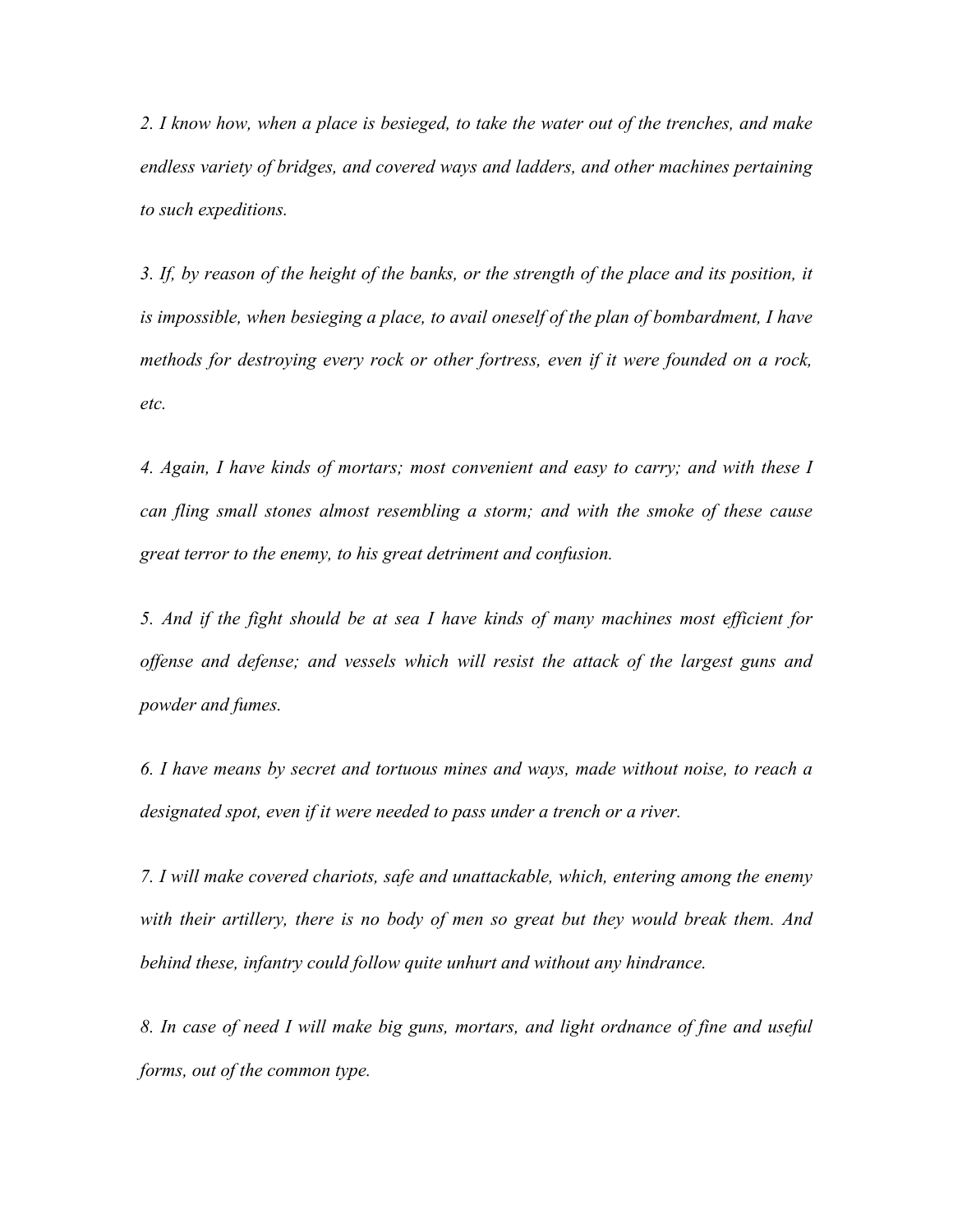*2. I know how, when a place is besieged, to take the water out of the trenches, and make endless variety of bridges, and covered ways and ladders, and other machines pertaining to such expeditions.*

*3. If, by reason of the height of the banks, or the strength of the place and its position, it is impossible, when besieging a place, to avail oneself of the plan of bombardment, I have methods for destroying every rock or other fortress, even if it were founded on a rock, etc.*

*4. Again, I have kinds of mortars; most convenient and easy to carry; and with these I can fling small stones almost resembling a storm; and with the smoke of these cause great terror to the enemy, to his great detriment and confusion.*

*5. And if the fight should be at sea I have kinds of many machines most efficient for offense and defense; and vessels which will resist the attack of the largest guns and powder and fumes.*

*6. I have means by secret and tortuous mines and ways, made without noise, to reach a designated spot, even if it were needed to pass under a trench or a river.*

*7. I will make covered chariots, safe and unattackable, which, entering among the enemy with their artillery, there is no body of men so great but they would break them. And behind these, infantry could follow quite unhurt and without any hindrance.*

*8. In case of need I will make big guns, mortars, and light ordnance of fine and useful forms, out of the common type.*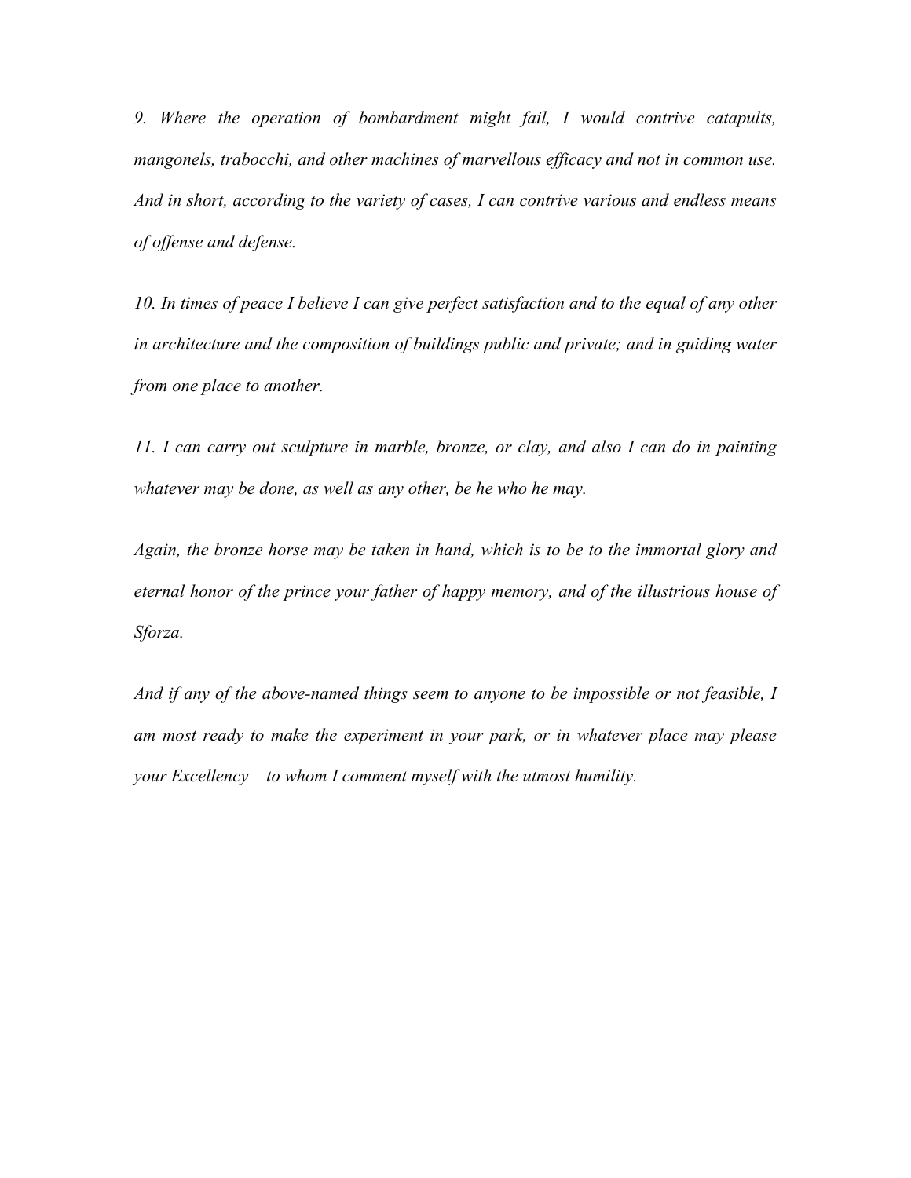*9. Where the operation of bombardment might fail, I would contrive catapults, mangonels, trabocchi, and other machines of marvellous efficacy and not in common use. And in short, according to the variety of cases, I can contrive various and endless means of offense and defense.*

*10. In times of peace I believe I can give perfect satisfaction and to the equal of any other in architecture and the composition of buildings public and private; and in guiding water from one place to another.*

*11. I can carry out sculpture in marble, bronze, or clay, and also I can do in painting whatever may be done, as well as any other, be he who he may.*

*Again, the bronze horse may be taken in hand, which is to be to the immortal glory and eternal honor of the prince your father of happy memory, and of the illustrious house of Sforza.*

*And if any of the above-named things seem to anyone to be impossible or not feasible, I am most ready to make the experiment in your park, or in whatever place may please your Excellency – to whom I comment myself with the utmost humility.*